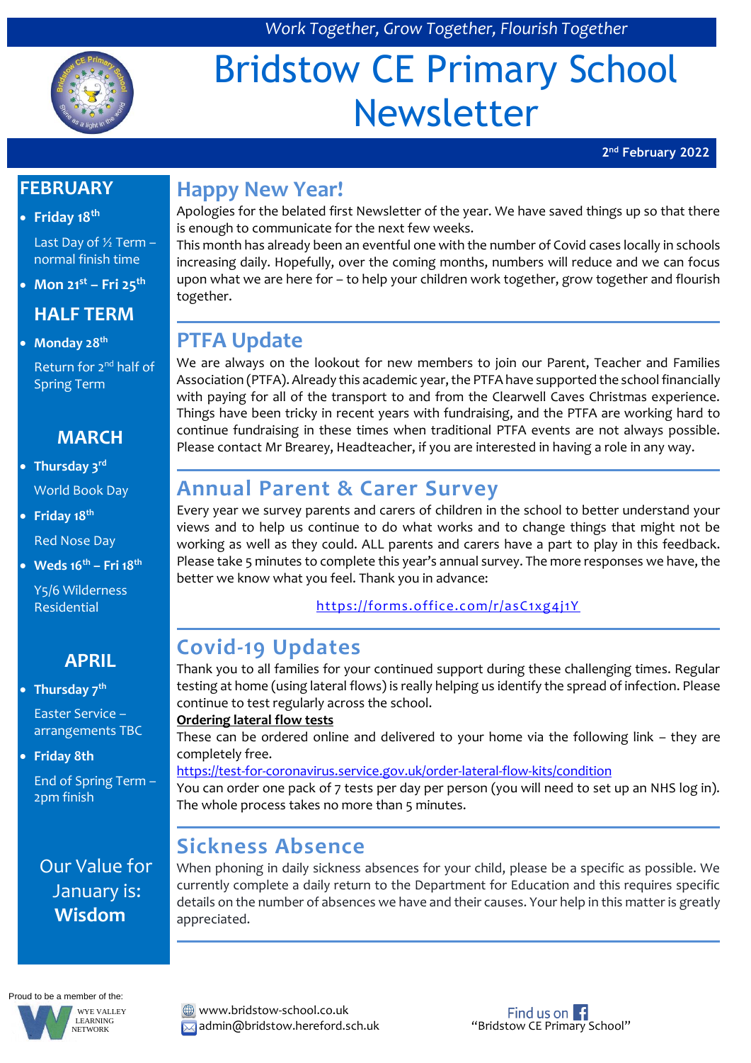*Work Together, Grow Together, Flourish Together*

# Bridstow CE Primary School Newsletter

**2nd February 2022**

## Happy New Year!

Apologies for the belated first Newsletter of the year. We have saved things up so that there is enough to communicate for the next few weeks.

This month has already been an eventful one with the number of Covid cases locally in schools increasing daily. Hopefully, over the coming months, numbers will reduce and we can focus upon what we are here for – to help your children work together, grow together and flourish together.

## PTFA Update

We are always on the lookout for new members to join our Parent, Teacher and Families Association (PTFA). Already this academic year, the PTFA have supported the school financially with paying for all of the transport to and from the Clearwell Caves Christmas experience. Things have been tricky in recent years with fundraising, and the PTFA are working hard to continue fundraising in these times when traditional PTFA events are not always possible. Please contact Mr Brearey, Headteacher, if you are interested in having a role in any way.

## Annual Parent & Carer Survey

Every year we survey parents and carers of children in the school to better understand your views and to help us continue to do what works and to change things that might not be working as well as they could. ALL parents and carers have a part to play in this feedback. Please take 5 minutes to complete this year's annual survey. The more responses we have, the better we know what you feel. Thank you in advance:

https://forms.office.com/r/asC1xg4j1Y

## Covid-19 Updates

Thank you to all families for your continued support during these challenging times. Regular testing at home (using lateral flows) is really helping us identify the spread of infection. Please continue to test regularly across the school.

**Ordering lateral flow tests**

These can be ordered online and delivered to your home via the following link – they are completely free.

https://test-for-coronavirus.service.gov.uk/order-lateral-flow-kits/condition

You can order one pack of 7 tests per day per person (you will need to set up an NHS log in). The whole process takes no more than 5 minutes.

## Sickness Absence

When phoning in daily sickness absences for your child, please be a specific as possible. We currently complete a daily return to the Department for Education and this requires specific details on the number of absences we have and their causes. Your help in this matter is greatly appreciated.

## FEBRUARY

- **Friday 18th**
  Last Day of ½ Term – normal finish time
- **Mon 21st – Fri 25th**

**HALF TERM**

- **Monday 28th**
  Return for 2nd half of Spring Term

## MARCH

- **Thursday 3rd**
  World Book Day
- **Friday 18th**
  Red Nose Day
- **Weds 16th – Fri 18th**
  Y5/6 Wilderness Residential

## APRIL

- **Thursday 7th**
  Easter Service – arrangements TBC
- **Friday 8th**
  End of Spring Term – 2pm finish

Our Value for January is:
**Wisdom**

Proud to be a member of the: Wye Valley Learning Network

www.bridstow-school.co.uk
admin@bridstow.hereford.sch.uk

Find us on Facebook "Bridstow CE Primary School"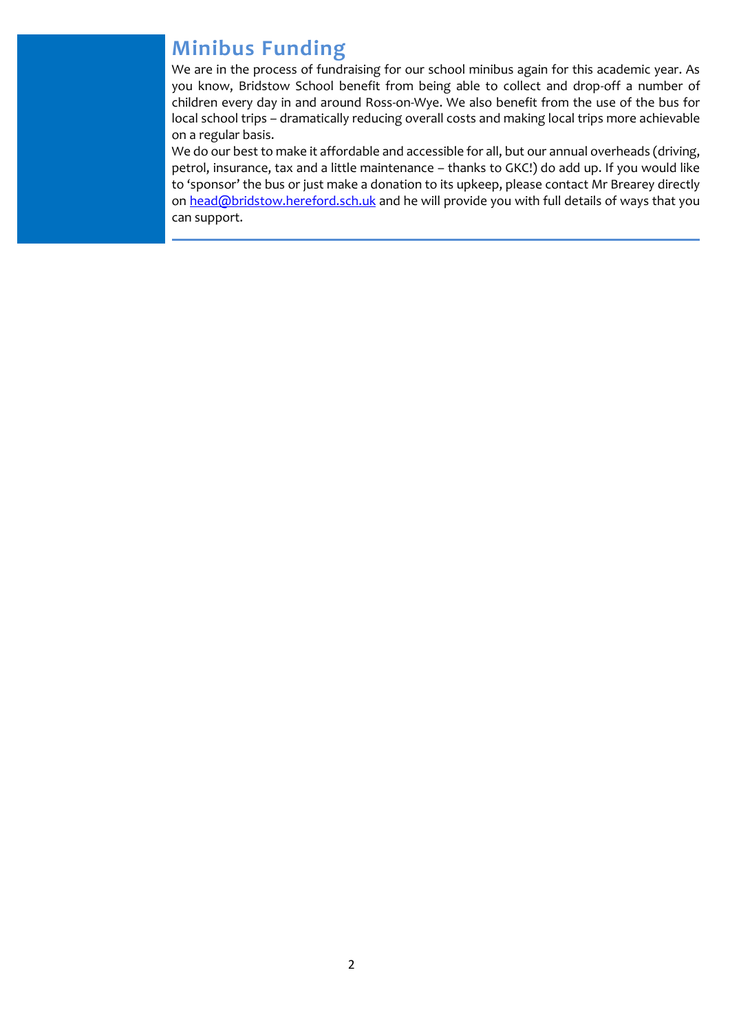## Minibus Funding

We are in the process of fundraising for our school minibus again for this academic year. As you know, Bridstow School benefit from being able to collect and drop-off a number of children every day in and around Ross-on-Wye. We also benefit from the use of the bus for local school trips – dramatically reducing overall costs and making local trips more achievable on a regular basis.

We do our best to make it affordable and accessible for all, but our annual overheads (driving, petrol, insurance, tax and a little maintenance – thanks to GKC!) do add up. If you would like to 'sponsor' the bus or just make a donation to its upkeep, please contact Mr Brearey directly on head@bridstow.hereford.sch.uk and he will provide you with full details of ways that you can support.